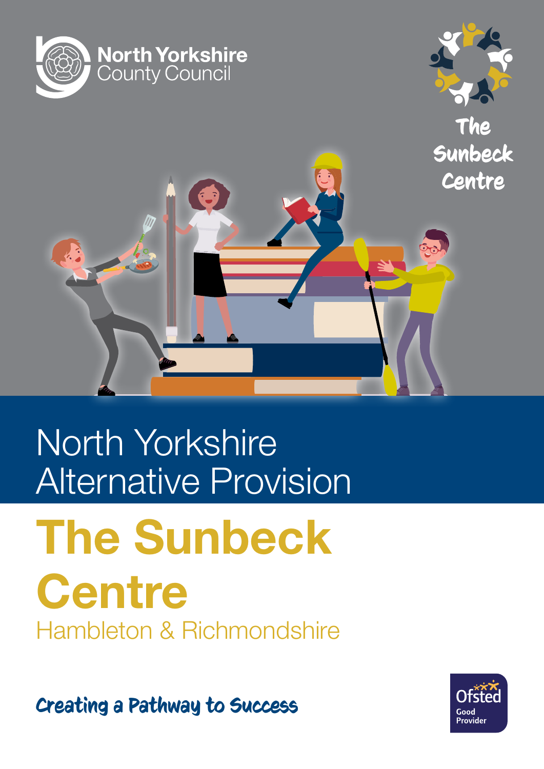North Yorkshire County Council

The Sunbeck Centre

# North Yorkshire Alternative Provision

# The Sunbeck Centre

## Hambleton & Richmondshire

**Creating a Pathway to Success**

Ofsted Good Provider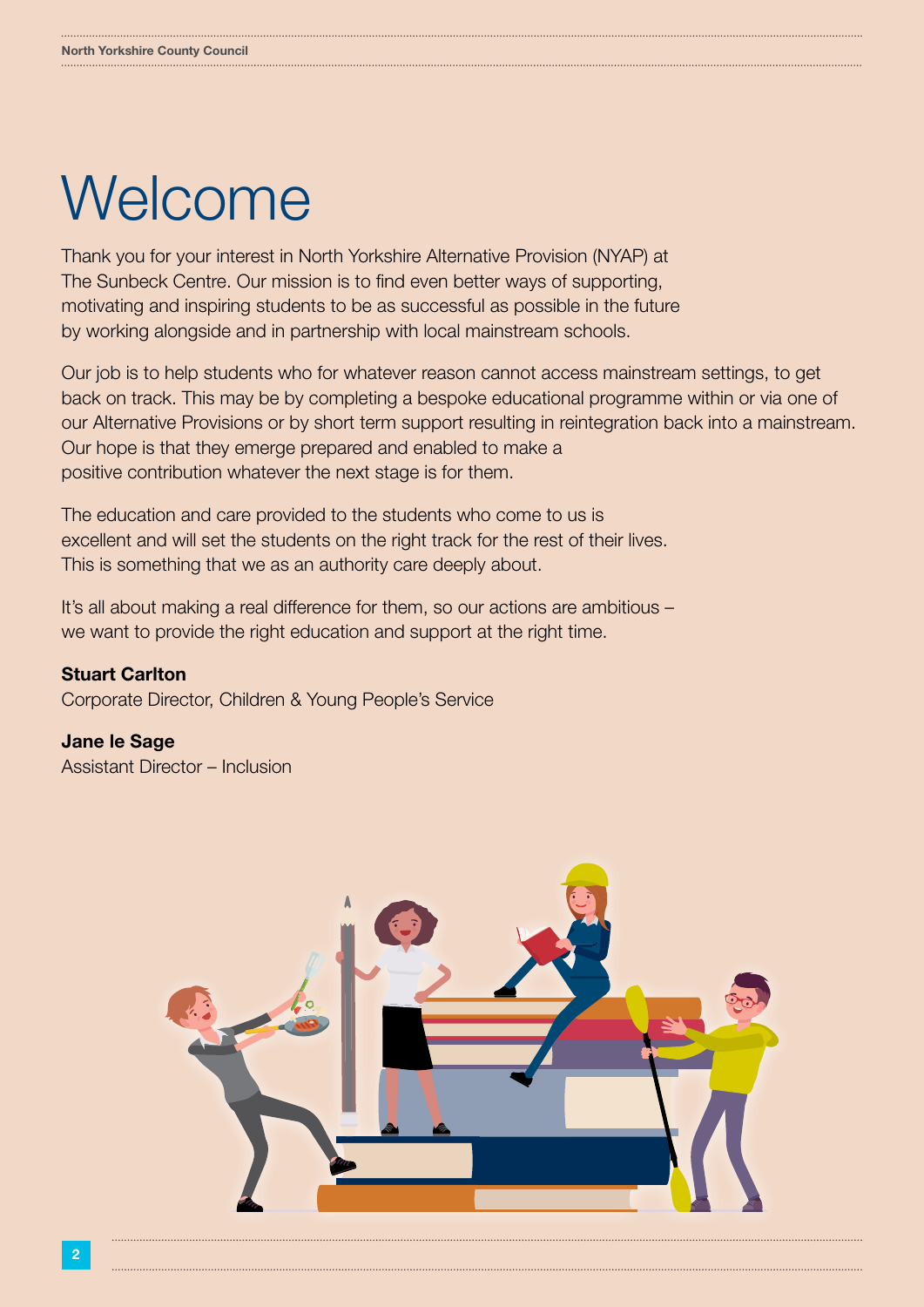# Welcome

Thank you for your interest in North Yorkshire Alternative Provision (NYAP) at The Sunbeck Centre. Our mission is to find even better ways of supporting, motivating and inspiring students to be as successful as possible in the future by working alongside and in partnership with local mainstream schools.

Our job is to help students who for whatever reason cannot access mainstream settings, to get back on track. This may be by completing a bespoke educational programme within or via one of our Alternative Provisions or by short term support resulting in reintegration back into a mainstream. Our hope is that they emerge prepared and enabled to make a positive contribution whatever the next stage is for them.

The education and care provided to the students who come to us is excellent and will set the students on the right track for the rest of their lives. This is something that we as an authority care deeply about.

It's all about making a real difference for them, so our actions are ambitious – we want to provide the right education and support at the right time.

**Stuart Carlton**
Corporate Director, Children & Young People's Service

**Jane le Sage**
Assistant Director – Inclusion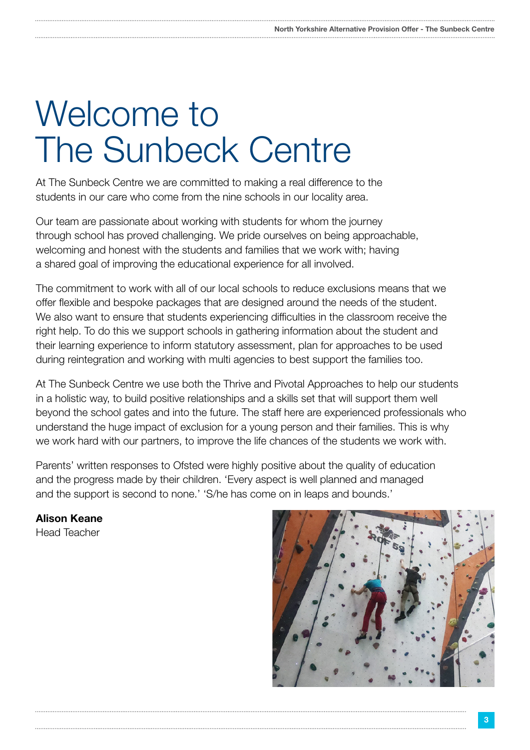# Welcome to The Sunbeck Centre

At The Sunbeck Centre we are committed to making a real difference to the students in our care who come from the nine schools in our locality area.

Our team are passionate about working with students for whom the journey through school has proved challenging. We pride ourselves on being approachable, welcoming and honest with the students and families that we work with; having a shared goal of improving the educational experience for all involved.

The commitment to work with all of our local schools to reduce exclusions means that we offer flexible and bespoke packages that are designed around the needs of the student. We also want to ensure that students experiencing difficulties in the classroom receive the right help. To do this we support schools in gathering information about the student and their learning experience to inform statutory assessment, plan for approaches to be used during reintegration and working with multi agencies to best support the families too.

At The Sunbeck Centre we use both the Thrive and Pivotal Approaches to help our students in a holistic way, to build positive relationships and a skills set that will support them well beyond the school gates and into the future. The staff here are experienced professionals who understand the huge impact of exclusion for a young person and their families. This is why we work hard with our partners, to improve the life chances of the students we work with.

Parents' written responses to Ofsted were highly positive about the quality of education and the progress made by their children. 'Every aspect is well planned and managed and the support is second to none.' 'S/he has come on in leaps and bounds.'

**Alison Keane**
Head Teacher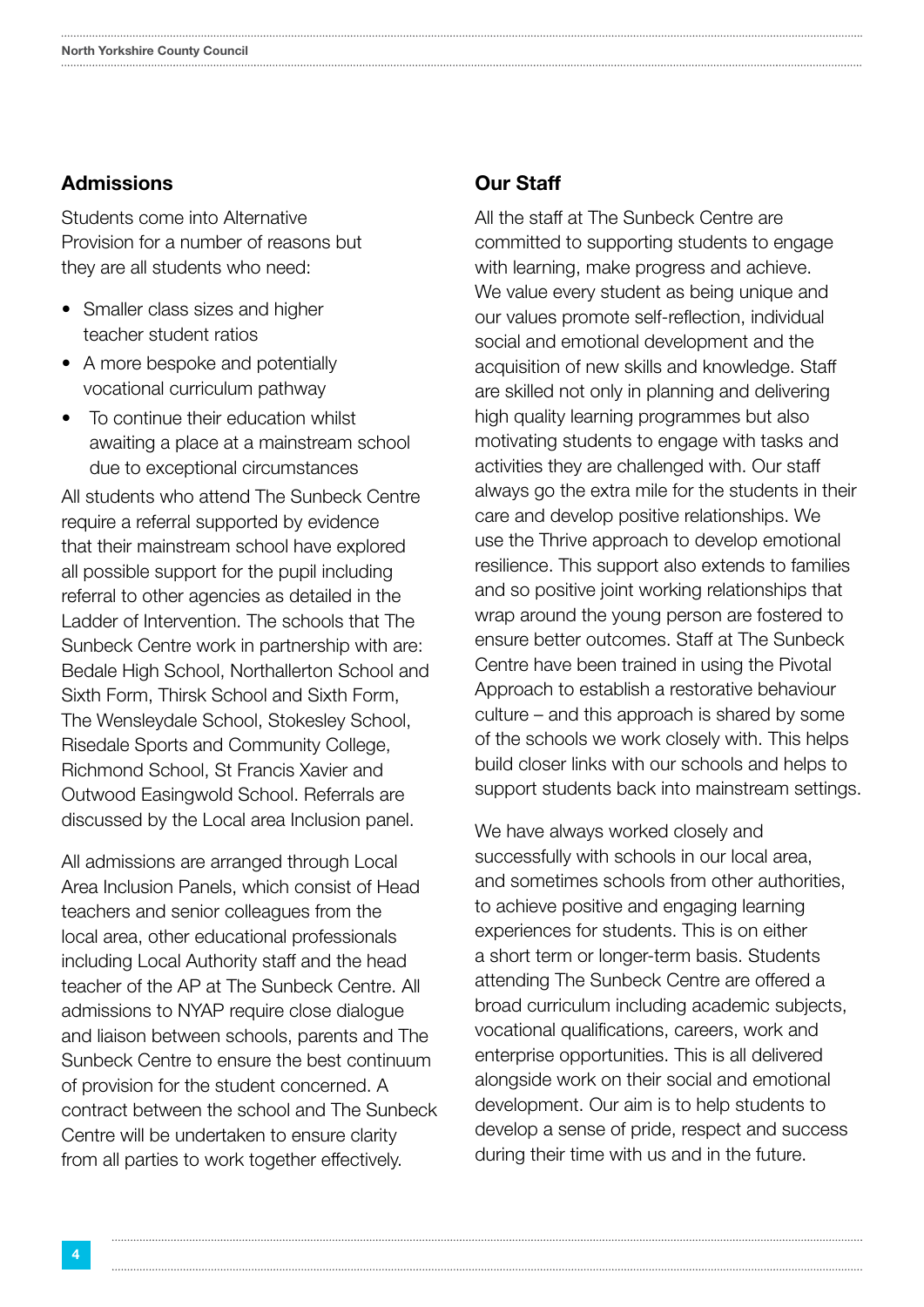## Admissions

Students come into Alternative Provision for a number of reasons but they are all students who need:

- Smaller class sizes and higher teacher student ratios
- A more bespoke and potentially vocational curriculum pathway
- To continue their education whilst awaiting a place at a mainstream school due to exceptional circumstances

All students who attend The Sunbeck Centre require a referral supported by evidence that their mainstream school have explored all possible support for the pupil including referral to other agencies as detailed in the Ladder of Intervention. The schools that The Sunbeck Centre work in partnership with are: Bedale High School, Northallerton School and Sixth Form, Thirsk School and Sixth Form, The Wensleydale School, Stokesley School, Risedale Sports and Community College, Richmond School, St Francis Xavier and Outwood Easingwold School. Referrals are discussed by the Local area Inclusion panel.

All admissions are arranged through Local Area Inclusion Panels, which consist of Head teachers and senior colleagues from the local area, other educational professionals including Local Authority staff and the head teacher of the AP at The Sunbeck Centre. All admissions to NYAP require close dialogue and liaison between schools, parents and The Sunbeck Centre to ensure the best continuum of provision for the student concerned. A contract between the school and The Sunbeck Centre will be undertaken to ensure clarity from all parties to work together effectively.

## Our Staff

All the staff at The Sunbeck Centre are committed to supporting students to engage with learning, make progress and achieve. We value every student as being unique and our values promote self-reflection, individual social and emotional development and the acquisition of new skills and knowledge. Staff are skilled not only in planning and delivering high quality learning programmes but also motivating students to engage with tasks and activities they are challenged with. Our staff always go the extra mile for the students in their care and develop positive relationships. We use the Thrive approach to develop emotional resilience. This support also extends to families and so positive joint working relationships that wrap around the young person are fostered to ensure better outcomes. Staff at The Sunbeck Centre have been trained in using the Pivotal Approach to establish a restorative behaviour culture – and this approach is shared by some of the schools we work closely with. This helps build closer links with our schools and helps to support students back into mainstream settings.

We have always worked closely and successfully with schools in our local area, and sometimes schools from other authorities, to achieve positive and engaging learning experiences for students. This is on either a short term or longer-term basis. Students attending The Sunbeck Centre are offered a broad curriculum including academic subjects, vocational qualifications, careers, work and enterprise opportunities. This is all delivered alongside work on their social and emotional development. Our aim is to help students to develop a sense of pride, respect and success during their time with us and in the future.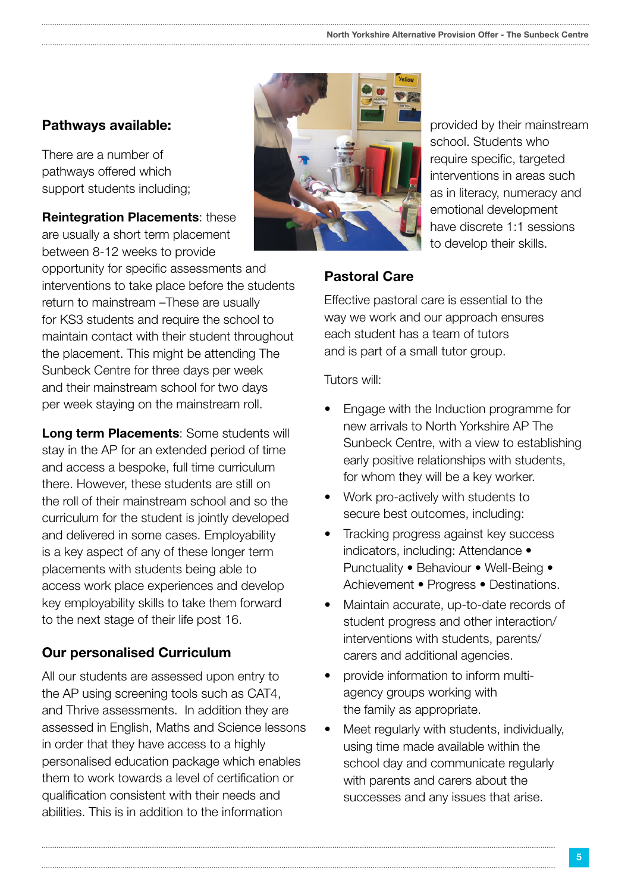## Pathways available:

There are a number of pathways offered which support students including;

**Reintegration Placements**: these are usually a short term placement between 8-12 weeks to provide opportunity for specific assessments and interventions to take place before the students return to mainstream –These are usually for KS3 students and require the school to maintain contact with their student throughout the placement. This might be attending The Sunbeck Centre for three days per week and their mainstream school for two days per week staying on the mainstream roll.

**Long term Placements**: Some students will stay in the AP for an extended period of time and access a bespoke, full time curriculum there. However, these students are still on the roll of their mainstream school and so the curriculum for the student is jointly developed and delivered in some cases. Employability is a key aspect of any of these longer term placements with students being able to access work place experiences and develop key employability skills to take them forward to the next stage of their life post 16.

## Our personalised Curriculum

All our students are assessed upon entry to the AP using screening tools such as CAT4, and Thrive assessments. In addition they are assessed in English, Maths and Science lessons in order that they have access to a highly personalised education package which enables them to work towards a level of certification or qualification consistent with their needs and abilities. This is in addition to the information provided by their mainstream school. Students who require specific, targeted interventions in areas such as in literacy, numeracy and emotional development have discrete 1:1 sessions to develop their skills.

## Pastoral Care

Effective pastoral care is essential to the way we work and our approach ensures each student has a team of tutors and is part of a small tutor group.

Tutors will:

- Engage with the Induction programme for new arrivals to North Yorkshire AP The Sunbeck Centre, with a view to establishing early positive relationships with students, for whom they will be a key worker.
- Work pro-actively with students to secure best outcomes, including:
- Tracking progress against key success indicators, including: Attendance • Punctuality • Behaviour • Well-Being • Achievement • Progress • Destinations.
- Maintain accurate, up-to-date records of student progress and other interaction/ interventions with students, parents/ carers and additional agencies.
- provide information to inform multi-agency groups working with the family as appropriate.
- Meet regularly with students, individually, using time made available within the school day and communicate regularly with parents and carers about the successes and any issues that arise.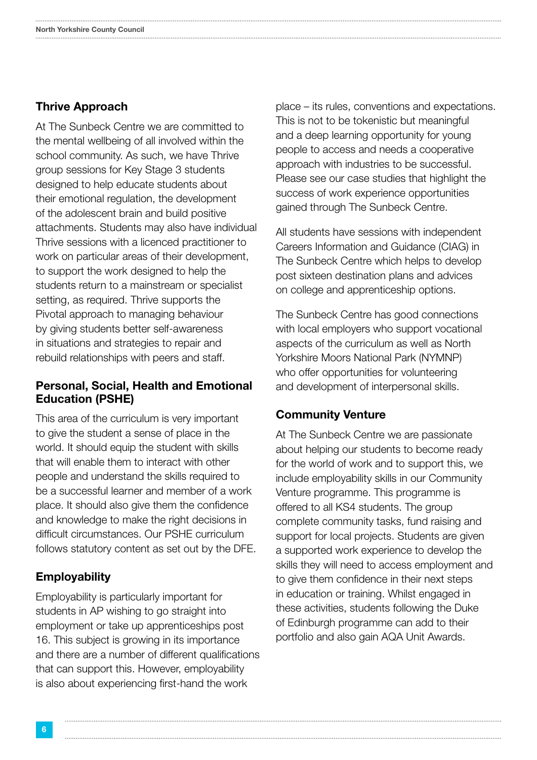## Thrive Approach

At The Sunbeck Centre we are committed to the mental wellbeing of all involved within the school community. As such, we have Thrive group sessions for Key Stage 3 students designed to help educate students about their emotional regulation, the development of the adolescent brain and build positive attachments. Students may also have individual Thrive sessions with a licenced practitioner to work on particular areas of their development, to support the work designed to help the students return to a mainstream or specialist setting, as required. Thrive supports the Pivotal approach to managing behaviour by giving students better self-awareness in situations and strategies to repair and rebuild relationships with peers and staff.

## Personal, Social, Health and Emotional Education (PSHE)

This area of the curriculum is very important to give the student a sense of place in the world. It should equip the student with skills that will enable them to interact with other people and understand the skills required to be a successful learner and member of a work place. It should also give them the confidence and knowledge to make the right decisions in difficult circumstances. Our PSHE curriculum follows statutory content as set out by the DFE.

## Employability

Employability is particularly important for students in AP wishing to go straight into employment or take up apprenticeships post 16. This subject is growing in its importance and there are a number of different qualifications that can support this. However, employability is also about experiencing first-hand the work place – its rules, conventions and expectations. This is not to be tokenistic but meaningful and a deep learning opportunity for young people to access and needs a cooperative approach with industries to be successful. Please see our case studies that highlight the success of work experience opportunities gained through The Sunbeck Centre.

All students have sessions with independent Careers Information and Guidance (CIAG) in The Sunbeck Centre which helps to develop post sixteen destination plans and advices on college and apprenticeship options.

The Sunbeck Centre has good connections with local employers who support vocational aspects of the curriculum as well as North Yorkshire Moors National Park (NYMNP) who offer opportunities for volunteering and development of interpersonal skills.

## Community Venture

At The Sunbeck Centre we are passionate about helping our students to become ready for the world of work and to support this, we include employability skills in our Community Venture programme. This programme is offered to all KS4 students. The group complete community tasks, fund raising and support for local projects. Students are given a supported work experience to develop the skills they will need to access employment and to give them confidence in their next steps in education or training. Whilst engaged in these activities, students following the Duke of Edinburgh programme can add to their portfolio and also gain AQA Unit Awards.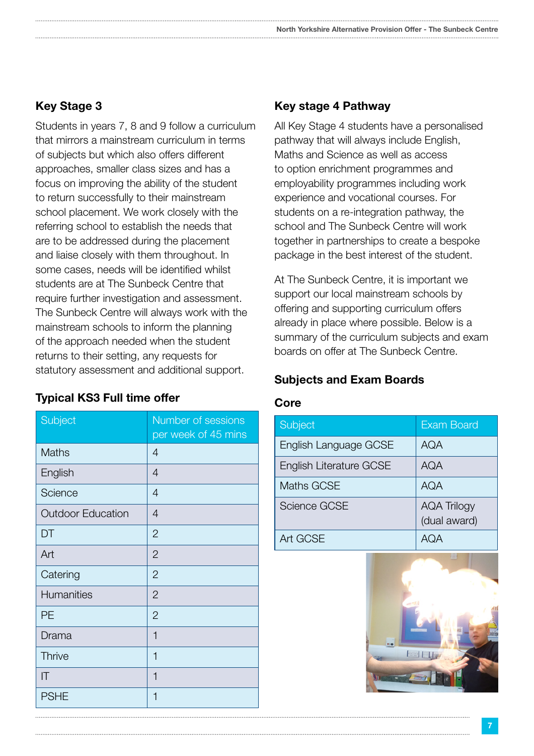## Key Stage 3

Students in years 7, 8 and 9 follow a curriculum that mirrors a mainstream curriculum in terms of subjects but which also offers different approaches, smaller class sizes and has a focus on improving the ability of the student to return successfully to their mainstream school placement. We work closely with the referring school to establish the needs that are to be addressed during the placement and liaise closely with them throughout. In some cases, needs will be identified whilst students are at The Sunbeck Centre that require further investigation and assessment. The Sunbeck Centre will always work with the mainstream schools to inform the planning of the approach needed when the student returns to their setting, any requests for statutory assessment and additional support.

### Typical KS3 Full time offer

| Subject | Number of sessions per week of 45 mins |
| --- | --- |
| Maths | 4 |
| English | 4 |
| Science | 4 |
| Outdoor Education | 4 |
| DT | 2 |
| Art | 2 |
| Catering | 2 |
| Humanities | 2 |
| PE | 2 |
| Drama | 1 |
| Thrive | 1 |
| IT | 1 |
| PSHE | 1 |

## Key stage 4 Pathway

All Key Stage 4 students have a personalised pathway that will always include English, Maths and Science as well as access to option enrichment programmes and employability programmes including work experience and vocational courses. For students on a re-integration pathway, the school and The Sunbeck Centre will work together in partnerships to create a bespoke package in the best interest of the student.

At The Sunbeck Centre, it is important we support our local mainstream schools by offering and supporting curriculum offers already in place where possible. Below is a summary of the curriculum subjects and exam boards on offer at The Sunbeck Centre.

### Subjects and Exam Boards

#### Core

| Subject | Exam Board |
| --- | --- |
| English Language GCSE | AQA |
| English Literature GCSE | AQA |
| Maths GCSE | AQA |
| Science GCSE | AQA Trilogy (dual award) |
| Art GCSE | AQA |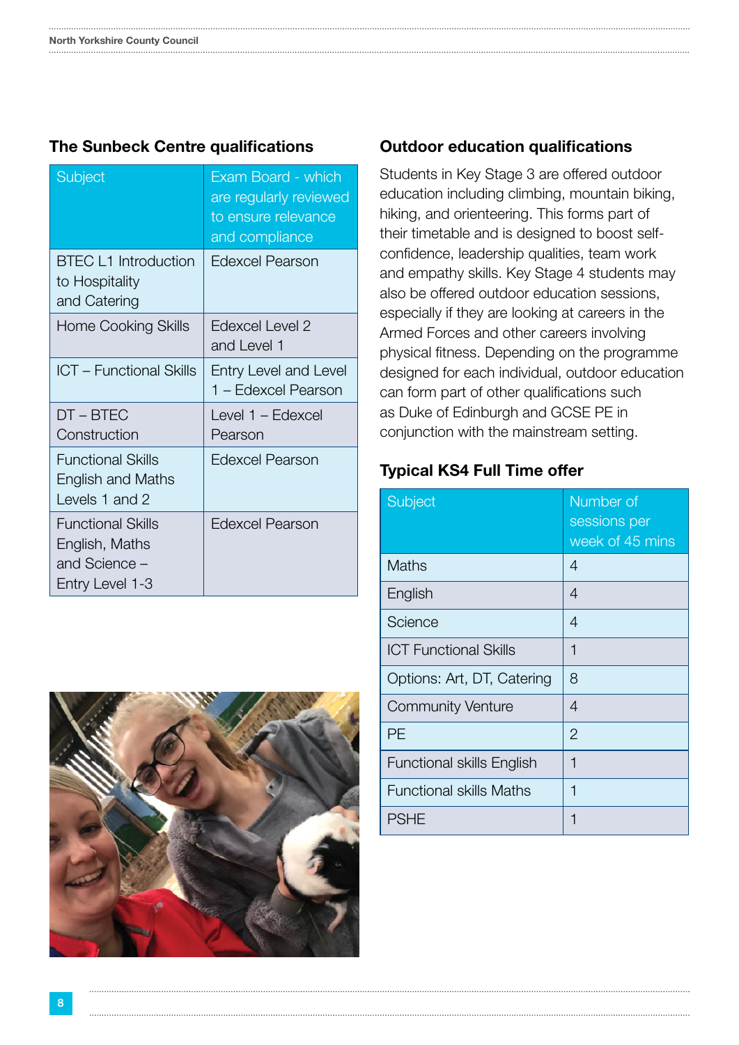## The Sunbeck Centre qualifications

| Subject | Exam Board - which are regularly reviewed to ensure relevance and compliance |
|---|---|
| BTEC L1 Introduction to Hospitality and Catering | Edexcel Pearson |
| Home Cooking Skills | Edexcel Level 2 and Level 1 |
| ICT – Functional Skills | Entry Level and Level 1 – Edexcel Pearson |
| DT – BTEC Construction | Level 1 – Edexcel Pearson |
| Functional Skills English and Maths Levels 1 and 2 | Edexcel Pearson |
| Functional Skills English, Maths and Science – Entry Level 1-3 | Edexcel Pearson |

## Outdoor education qualifications

Students in Key Stage 3 are offered outdoor education including climbing, mountain biking, hiking, and orienteering. This forms part of their timetable and is designed to boost self-confidence, leadership qualities, team work and empathy skills. Key Stage 4 students may also be offered outdoor education sessions, especially if they are looking at careers in the Armed Forces and other careers involving physical fitness. Depending on the programme designed for each individual, outdoor education can form part of other qualifications such as Duke of Edinburgh and GCSE PE in conjunction with the mainstream setting.

## Typical KS4 Full Time offer

| Subject | Number of sessions per week of 45 mins |
|---|---|
| Maths | 4 |
| English | 4 |
| Science | 4 |
| ICT Functional Skills | 1 |
| Options: Art, DT, Catering | 8 |
| Community Venture | 4 |
| PE | 2 |
| Functional skills English | 1 |
| Functional skills Maths | 1 |
| PSHE | 1 |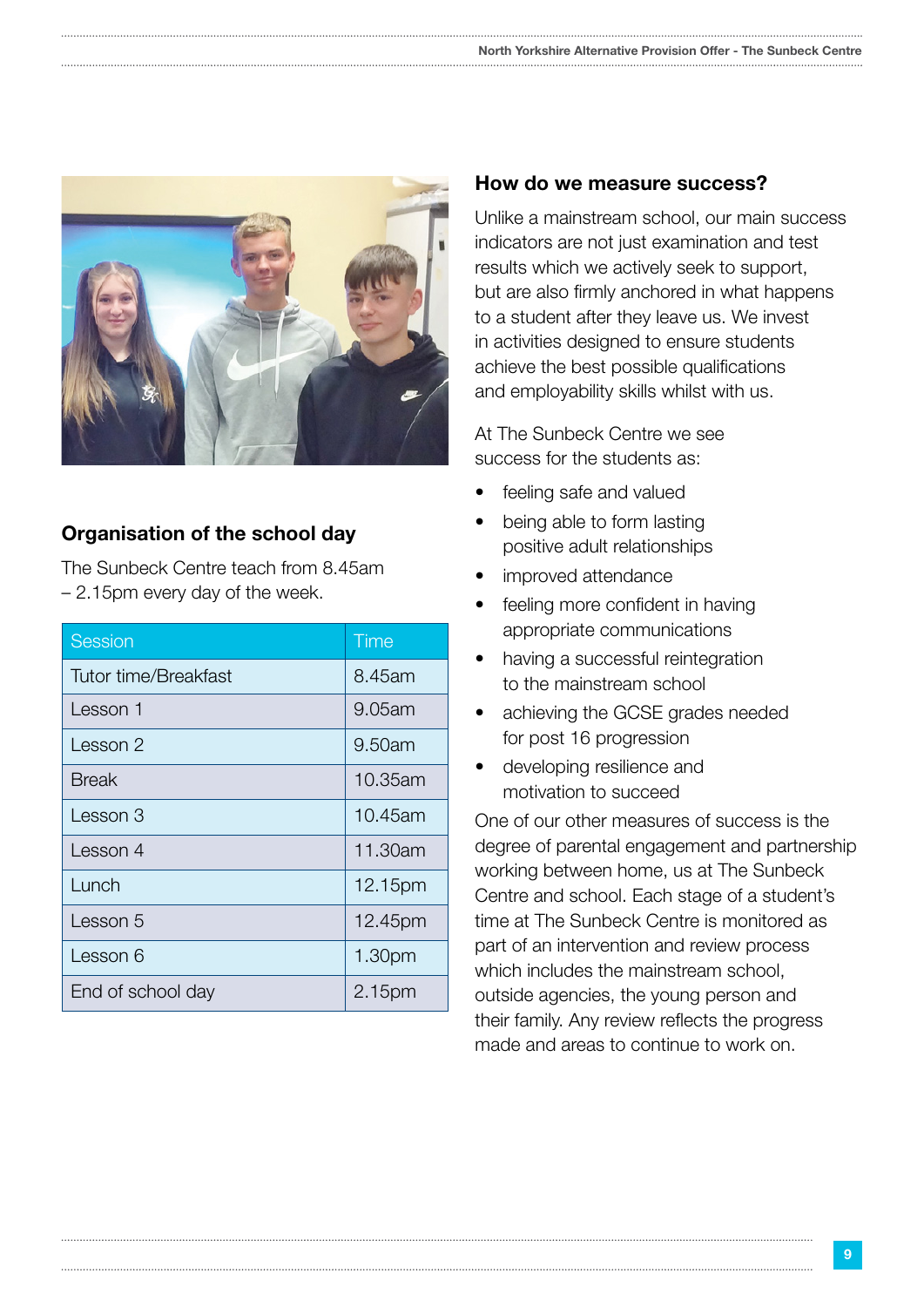## Organisation of the school day

The Sunbeck Centre teach from 8.45am – 2.15pm every day of the week.

| Session | Time |
|---|---|
| Tutor time/Breakfast | 8.45am |
| Lesson 1 | 9.05am |
| Lesson 2 | 9.50am |
| Break | 10.35am |
| Lesson 3 | 10.45am |
| Lesson 4 | 11.30am |
| Lunch | 12.15pm |
| Lesson 5 | 12.45pm |
| Lesson 6 | 1.30pm |
| End of school day | 2.15pm |

## How do we measure success?

Unlike a mainstream school, our main success indicators are not just examination and test results which we actively seek to support, but are also firmly anchored in what happens to a student after they leave us. We invest in activities designed to ensure students achieve the best possible qualifications and employability skills whilst with us.

At The Sunbeck Centre we see success for the students as:

- feeling safe and valued
- being able to form lasting positive adult relationships
- improved attendance
- feeling more confident in having appropriate communications
- having a successful reintegration to the mainstream school
- achieving the GCSE grades needed for post 16 progression
- developing resilience and motivation to succeed

One of our other measures of success is the degree of parental engagement and partnership working between home, us at The Sunbeck Centre and school. Each stage of a student's time at The Sunbeck Centre is monitored as part of an intervention and review process which includes the mainstream school, outside agencies, the young person and their family. Any review reflects the progress made and areas to continue to work on.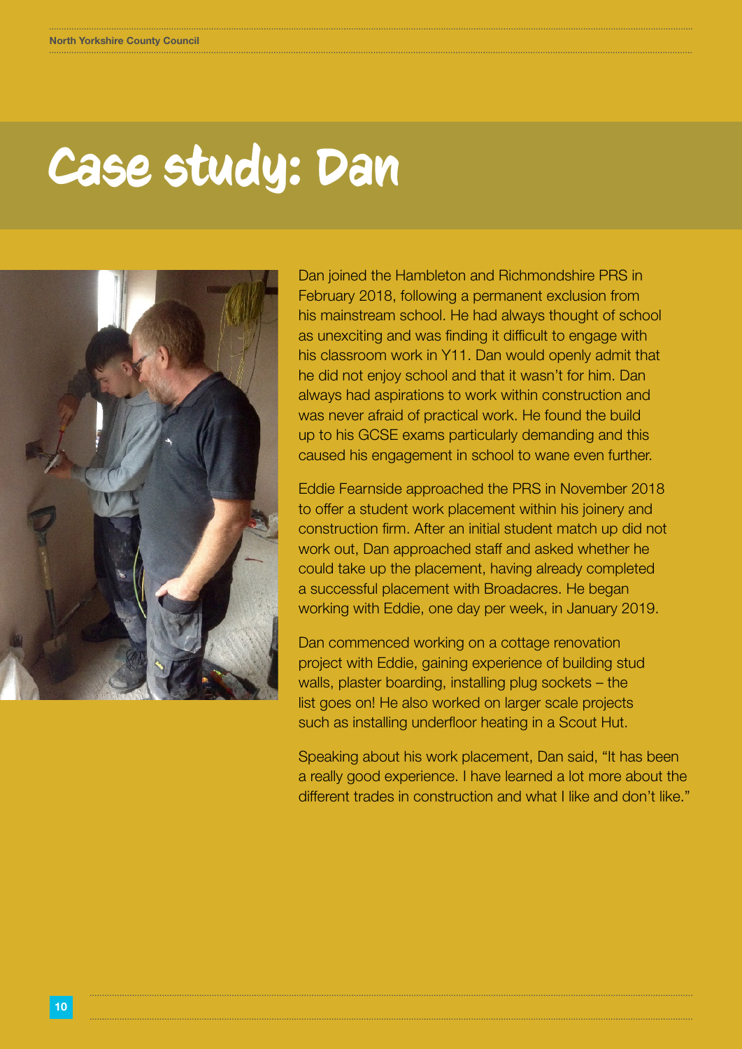# Case study: Dan

Dan joined the Hambleton and Richmondshire PRS in February 2018, following a permanent exclusion from his mainstream school. He had always thought of school as unexciting and was finding it difficult to engage with his classroom work in Y11. Dan would openly admit that he did not enjoy school and that it wasn't for him. Dan always had aspirations to work within construction and was never afraid of practical work. He found the build up to his GCSE exams particularly demanding and this caused his engagement in school to wane even further.

Eddie Fearnside approached the PRS in November 2018 to offer a student work placement within his joinery and construction firm. After an initial student match up did not work out, Dan approached staff and asked whether he could take up the placement, having already completed a successful placement with Broadacres. He began working with Eddie, one day per week, in January 2019.

Dan commenced working on a cottage renovation project with Eddie, gaining experience of building stud walls, plaster boarding, installing plug sockets – the list goes on! He also worked on larger scale projects such as installing underfloor heating in a Scout Hut.

Speaking about his work placement, Dan said, "It has been a really good experience. I have learned a lot more about the different trades in construction and what I like and don't like."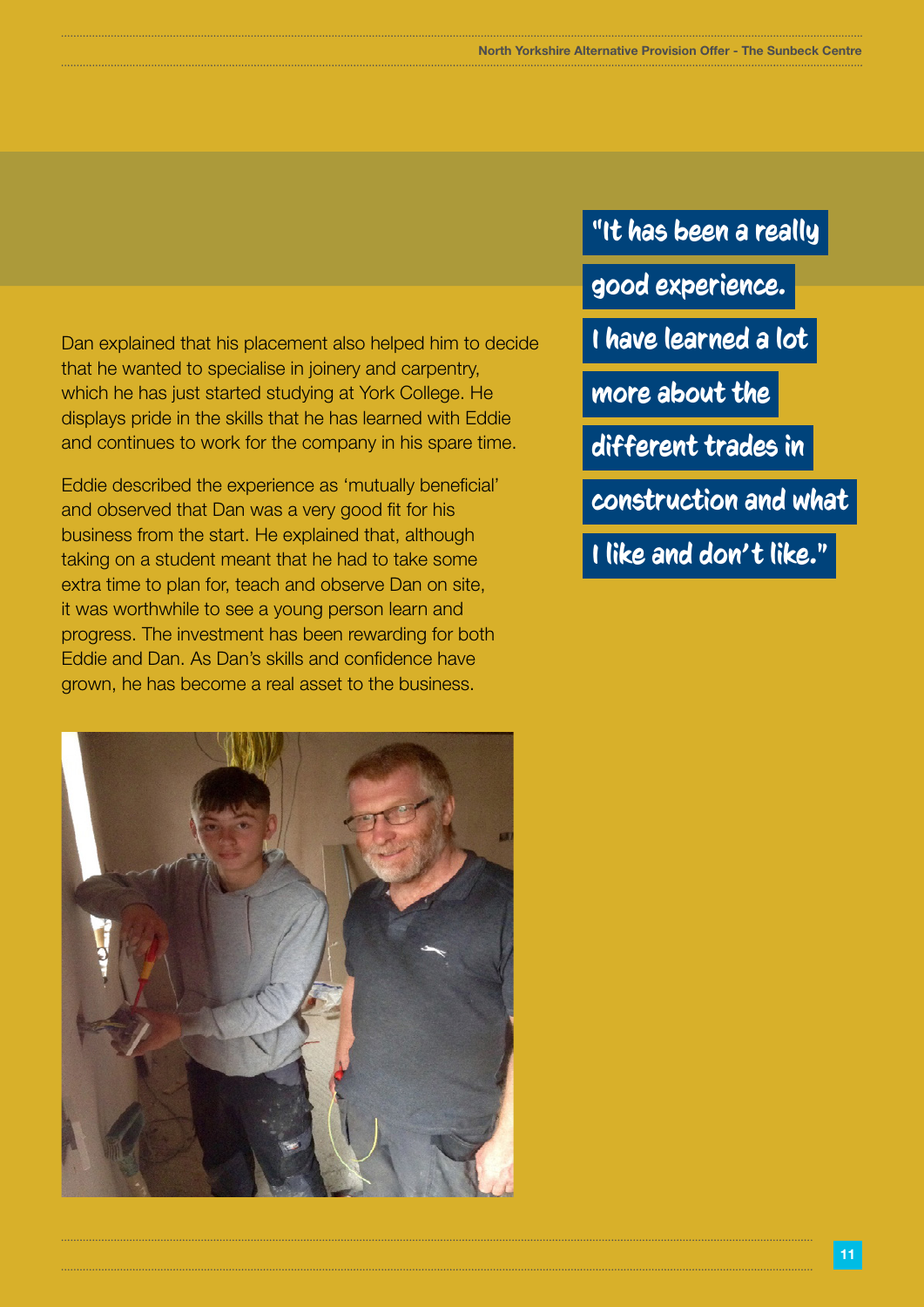Dan explained that his placement also helped him to decide that he wanted to specialise in joinery and carpentry, which he has just started studying at York College. He displays pride in the skills that he has learned with Eddie and continues to work for the company in his spare time.

Eddie described the experience as 'mutually beneficial' and observed that Dan was a very good fit for his business from the start. He explained that, although taking on a student meant that he had to take some extra time to plan for, teach and observe Dan on site, it was worthwhile to see a young person learn and progress. The investment has been rewarding for both Eddie and Dan. As Dan's skills and confidence have grown, he has become a real asset to the business.

**"It has been a really good experience. I have learned a lot more about the different trades in construction and what I like and don't like."**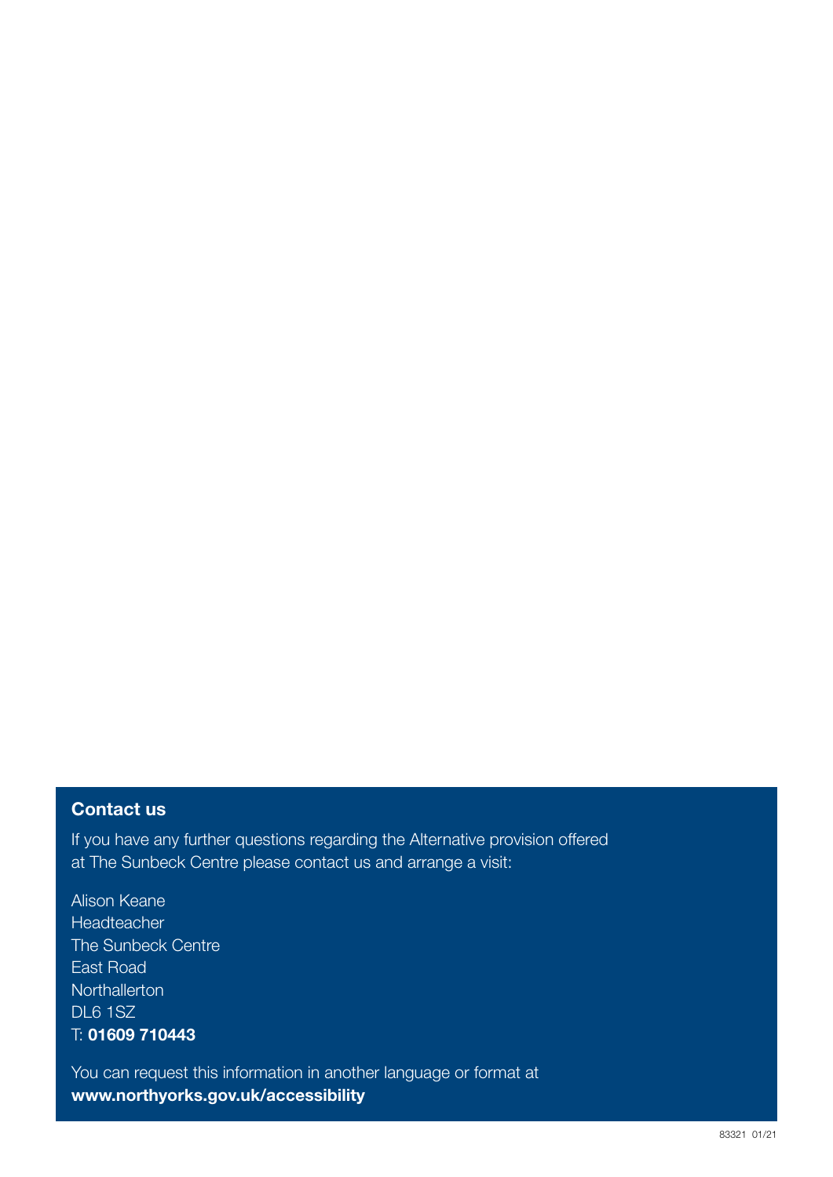## Contact us

If you have any further questions regarding the Alternative provision offered at The Sunbeck Centre please contact us and arrange a visit:

Alison Keane
Headteacher
The Sunbeck Centre
East Road
Northallerton
DL6 1SZ
T: **01609 710443**

You can request this information in another language or format at **www.northyorks.gov.uk/accessibility**

83321 01/21